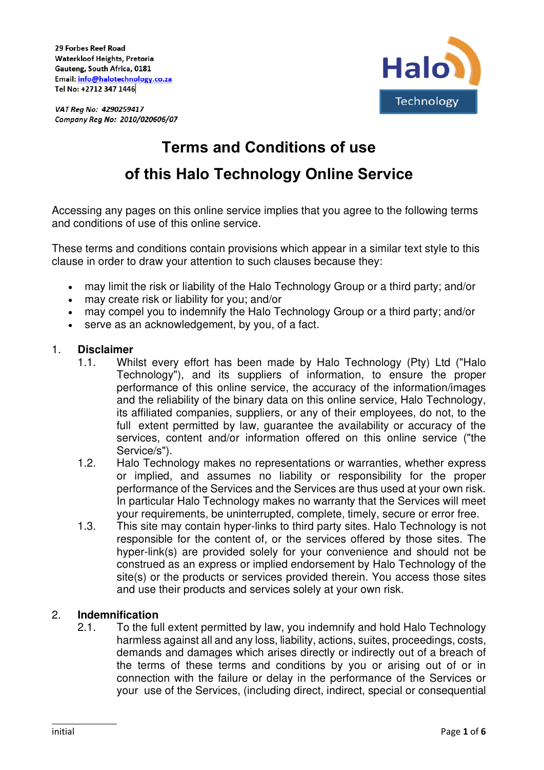**29 Forbes Reef Road**
**Waterkloof Heights, Pretoria**
**Gauteng, South Africa, 0181**
**Email: info@halotechnology.co.za**
**Tel No: +2712 347 1446**

***VAT Reg No: 4290259417***
***Company Reg No: 2010/020606/07***

# Terms and Conditions of use
# of this Halo Technology Online Service

Accessing any pages on this online service implies that you agree to the following terms and conditions of use of this online service.

These terms and conditions contain provisions which appear in a similar text style to this clause in order to draw your attention to such clauses because they:

- may limit the risk or liability of the Halo Technology Group or a third party; and/or
- may create risk or liability for you; and/or
- may compel you to indemnify the Halo Technology Group or a third party; and/or
- serve as an acknowledgement, by you, of a fact.

## 1. Disclaimer

1.1. Whilst every effort has been made by Halo Technology (Pty) Ltd ("Halo Technology"), and its suppliers of information, to ensure the proper performance of this online service, the accuracy of the information/images and the reliability of the binary data on this online service, Halo Technology, its affiliated companies, suppliers, or any of their employees, do not, to the full extent permitted by law, guarantee the availability or accuracy of the services, content and/or information offered on this online service ("the Service/s").

1.2. Halo Technology makes no representations or warranties, whether express or implied, and assumes no liability or responsibility for the proper performance of the Services and the Services are thus used at your own risk. In particular Halo Technology makes no warranty that the Services will meet your requirements, be uninterrupted, complete, timely, secure or error free.

1.3. This site may contain hyper-links to third party sites. Halo Technology is not responsible for the content of, or the services offered by those sites. The hyper-link(s) are provided solely for your convenience and should not be construed as an express or implied endorsement by Halo Technology of the site(s) or the products or services provided therein. You access those sites and use their products and services solely at your own risk.

## 2. Indemnification

2.1. To the full extent permitted by law, you indemnify and hold Halo Technology harmless against all and any loss, liability, actions, suites, proceedings, costs, demands and damages which arises directly or indirectly out of a breach of the terms of these terms and conditions by you or arising out of or in connection with the failure or delay in the performance of the Services or your use of the Services, (including direct, indirect, special or consequential

initial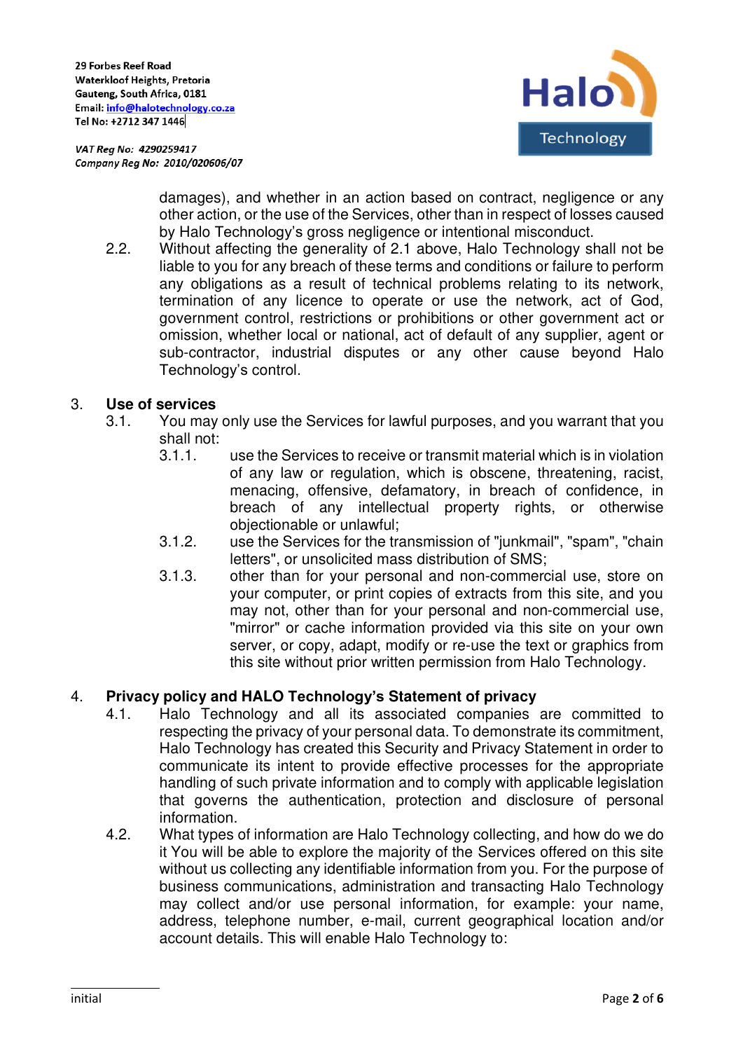damages), and whether in an action based on contract, negligence or any other action, or the use of the Services, other than in respect of losses caused by Halo Technology's gross negligence or intentional misconduct.

2.2. Without affecting the generality of 2.1 above, Halo Technology shall not be liable to you for any breach of these terms and conditions or failure to perform any obligations as a result of technical problems relating to its network, termination of any licence to operate or use the network, act of God, government control, restrictions or prohibitions or other government act or omission, whether local or national, act of default of any supplier, agent or sub-contractor, industrial disputes or any other cause beyond Halo Technology's control.

## 3. Use of services

3.1. You may only use the Services for lawful purposes, and you warrant that you shall not:

3.1.1. use the Services to receive or transmit material which is in violation of any law or regulation, which is obscene, threatening, racist, menacing, offensive, defamatory, in breach of confidence, in breach of any intellectual property rights, or otherwise objectionable or unlawful;

3.1.2. use the Services for the transmission of "junkmail", "spam", "chain letters", or unsolicited mass distribution of SMS;

3.1.3. other than for your personal and non-commercial use, store on your computer, or print copies of extracts from this site, and you may not, other than for your personal and non-commercial use, "mirror" or cache information provided via this site on your own server, or copy, adapt, modify or re-use the text or graphics from this site without prior written permission from Halo Technology.

## 4. Privacy policy and HALO Technology's Statement of privacy

4.1. Halo Technology and all its associated companies are committed to respecting the privacy of your personal data. To demonstrate its commitment, Halo Technology has created this Security and Privacy Statement in order to communicate its intent to provide effective processes for the appropriate handling of such private information and to comply with applicable legislation that governs the authentication, protection and disclosure of personal information.

4.2. What types of information are Halo Technology collecting, and how do we do it You will be able to explore the majority of the Services offered on this site without us collecting any identifiable information from you. For the purpose of business communications, administration and transacting Halo Technology may collect and/or use personal information, for example: your name, address, telephone number, e-mail, current geographical location and/or account details. This will enable Halo Technology to:

initial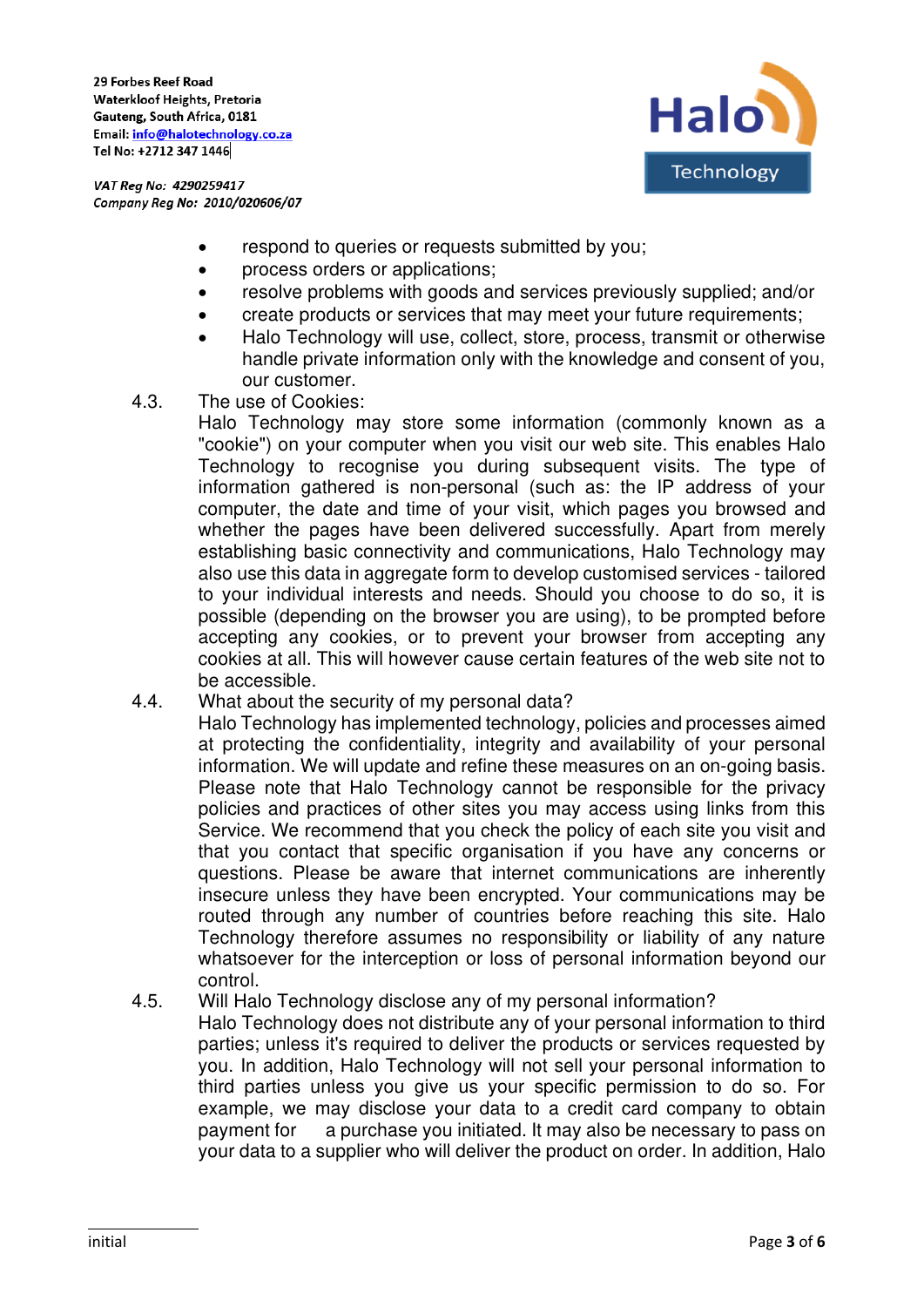- respond to queries or requests submitted by you;
- process orders or applications;
- resolve problems with goods and services previously supplied; and/or
- create products or services that may meet your future requirements;
- Halo Technology will use, collect, store, process, transmit or otherwise handle private information only with the knowledge and consent of you, our customer.

4.3. The use of Cookies:
Halo Technology may store some information (commonly known as a "cookie") on your computer when you visit our web site. This enables Halo Technology to recognise you during subsequent visits. The type of information gathered is non-personal (such as: the IP address of your computer, the date and time of your visit, which pages you browsed and whether the pages have been delivered successfully. Apart from merely establishing basic connectivity and communications, Halo Technology may also use this data in aggregate form to develop customised services - tailored to your individual interests and needs. Should you choose to do so, it is possible (depending on the browser you are using), to be prompted before accepting any cookies, or to prevent your browser from accepting any cookies at all. This will however cause certain features of the web site not to be accessible.

4.4. What about the security of my personal data?
Halo Technology has implemented technology, policies and processes aimed at protecting the confidentiality, integrity and availability of your personal information. We will update and refine these measures on an on-going basis. Please note that Halo Technology cannot be responsible for the privacy policies and practices of other sites you may access using links from this Service. We recommend that you check the policy of each site you visit and that you contact that specific organisation if you have any concerns or questions. Please be aware that internet communications are inherently insecure unless they have been encrypted. Your communications may be routed through any number of countries before reaching this site. Halo Technology therefore assumes no responsibility or liability of any nature whatsoever for the interception or loss of personal information beyond our control.

4.5. Will Halo Technology disclose any of my personal information?
Halo Technology does not distribute any of your personal information to third parties; unless it's required to deliver the products or services requested by you. In addition, Halo Technology will not sell your personal information to third parties unless you give us your specific permission to do so. For example, we may disclose your data to a credit card company to obtain payment for a purchase you initiated. It may also be necessary to pass on your data to a supplier who will deliver the product on order. In addition, Halo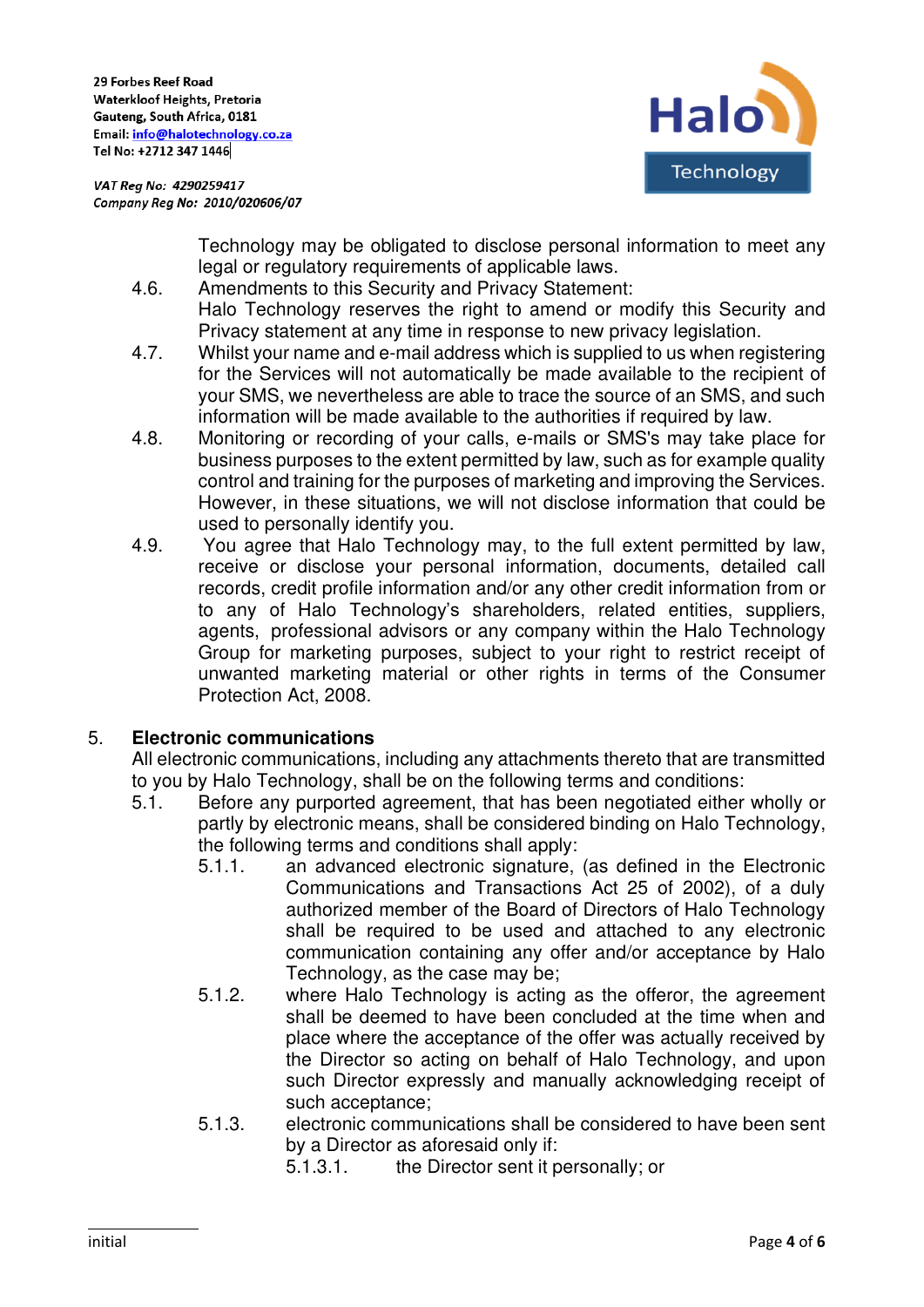Technology may be obligated to disclose personal information to meet any legal or regulatory requirements of applicable laws.

4.6. Amendments to this Security and Privacy Statement:
Halo Technology reserves the right to amend or modify this Security and Privacy statement at any time in response to new privacy legislation.

4.7. Whilst your name and e-mail address which is supplied to us when registering for the Services will not automatically be made available to the recipient of your SMS, we nevertheless are able to trace the source of an SMS, and such information will be made available to the authorities if required by law.

4.8. Monitoring or recording of your calls, e-mails or SMS's may take place for business purposes to the extent permitted by law, such as for example quality control and training for the purposes of marketing and improving the Services. However, in these situations, we will not disclose information that could be used to personally identify you.

4.9. You agree that Halo Technology may, to the full extent permitted by law, receive or disclose your personal information, documents, detailed call records, credit profile information and/or any other credit information from or to any of Halo Technology's shareholders, related entities, suppliers, agents, professional advisors or any company within the Halo Technology Group for marketing purposes, subject to your right to restrict receipt of unwanted marketing material or other rights in terms of the Consumer Protection Act, 2008.

## 5. Electronic communications

All electronic communications, including any attachments thereto that are transmitted to you by Halo Technology, shall be on the following terms and conditions:

5.1. Before any purported agreement, that has been negotiated either wholly or partly by electronic means, shall be considered binding on Halo Technology, the following terms and conditions shall apply:

5.1.1. an advanced electronic signature, (as defined in the Electronic Communications and Transactions Act 25 of 2002), of a duly authorized member of the Board of Directors of Halo Technology shall be required to be used and attached to any electronic communication containing any offer and/or acceptance by Halo Technology, as the case may be;

5.1.2. where Halo Technology is acting as the offeror, the agreement shall be deemed to have been concluded at the time when and place where the acceptance of the offer was actually received by the Director so acting on behalf of Halo Technology, and upon such Director expressly and manually acknowledging receipt of such acceptance;

5.1.3. electronic communications shall be considered to have been sent by a Director as aforesaid only if:

5.1.3.1. the Director sent it personally; or

initial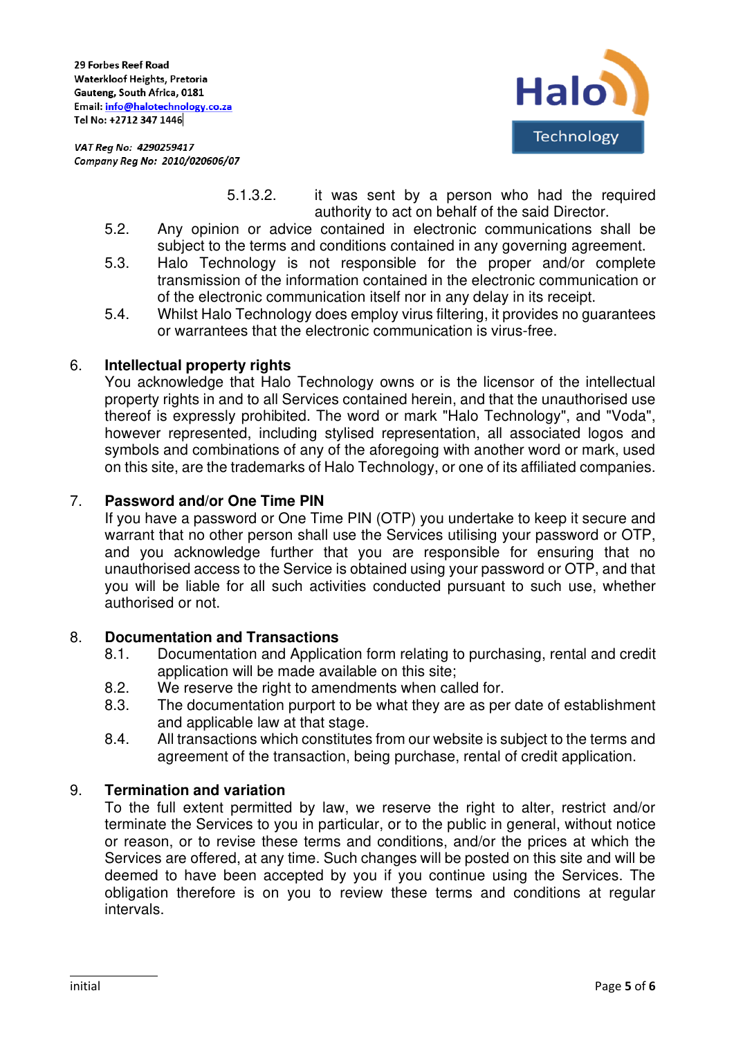5.1.3.2. it was sent by a person who had the required authority to act on behalf of the said Director.

5.2. Any opinion or advice contained in electronic communications shall be subject to the terms and conditions contained in any governing agreement.

5.3. Halo Technology is not responsible for the proper and/or complete transmission of the information contained in the electronic communication or of the electronic communication itself nor in any delay in its receipt.

5.4. Whilst Halo Technology does employ virus filtering, it provides no guarantees or warrantees that the electronic communication is virus-free.

## 6. Intellectual property rights

You acknowledge that Halo Technology owns or is the licensor of the intellectual property rights in and to all Services contained herein, and that the unauthorised use thereof is expressly prohibited. The word or mark "Halo Technology", and "Voda", however represented, including stylised representation, all associated logos and symbols and combinations of any of the aforegoing with another word or mark, used on this site, are the trademarks of Halo Technology, or one of its affiliated companies.

## 7. Password and/or One Time PIN

If you have a password or One Time PIN (OTP) you undertake to keep it secure and warrant that no other person shall use the Services utilising your password or OTP, and you acknowledge further that you are responsible for ensuring that no unauthorised access to the Service is obtained using your password or OTP, and that you will be liable for all such activities conducted pursuant to such use, whether authorised or not.

## 8. Documentation and Transactions

8.1. Documentation and Application form relating to purchasing, rental and credit application will be made available on this site;

8.2. We reserve the right to amendments when called for.

8.3. The documentation purport to be what they are as per date of establishment and applicable law at that stage.

8.4. All transactions which constitutes from our website is subject to the terms and agreement of the transaction, being purchase, rental of credit application.

## 9. Termination and variation

To the full extent permitted by law, we reserve the right to alter, restrict and/or terminate the Services to you in particular, or to the public in general, without notice or reason, or to revise these terms and conditions, and/or the prices at which the Services are offered, at any time. Such changes will be posted on this site and will be deemed to have been accepted by you if you continue using the Services. The obligation therefore is on you to review these terms and conditions at regular intervals.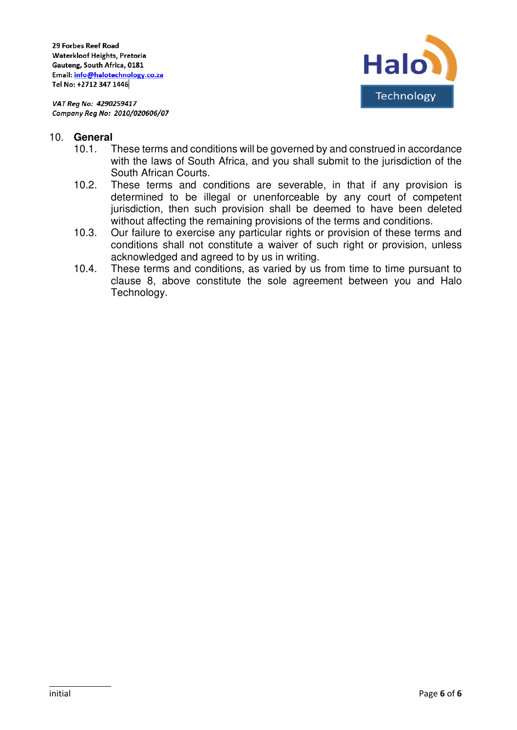10. **General**

10.1. These terms and conditions will be governed by and construed in accordance with the laws of South Africa, and you shall submit to the jurisdiction of the South African Courts.

10.2. These terms and conditions are severable, in that if any provision is determined to be illegal or unenforceable by any court of competent jurisdiction, then such provision shall be deemed to have been deleted without affecting the remaining provisions of the terms and conditions.

10.3. Our failure to exercise any particular rights or provision of these terms and conditions shall not constitute a waiver of such right or provision, unless acknowledged and agreed to by us in writing.

10.4. These terms and conditions, as varied by us from time to time pursuant to clause 8, above constitute the sole agreement between you and Halo Technology.